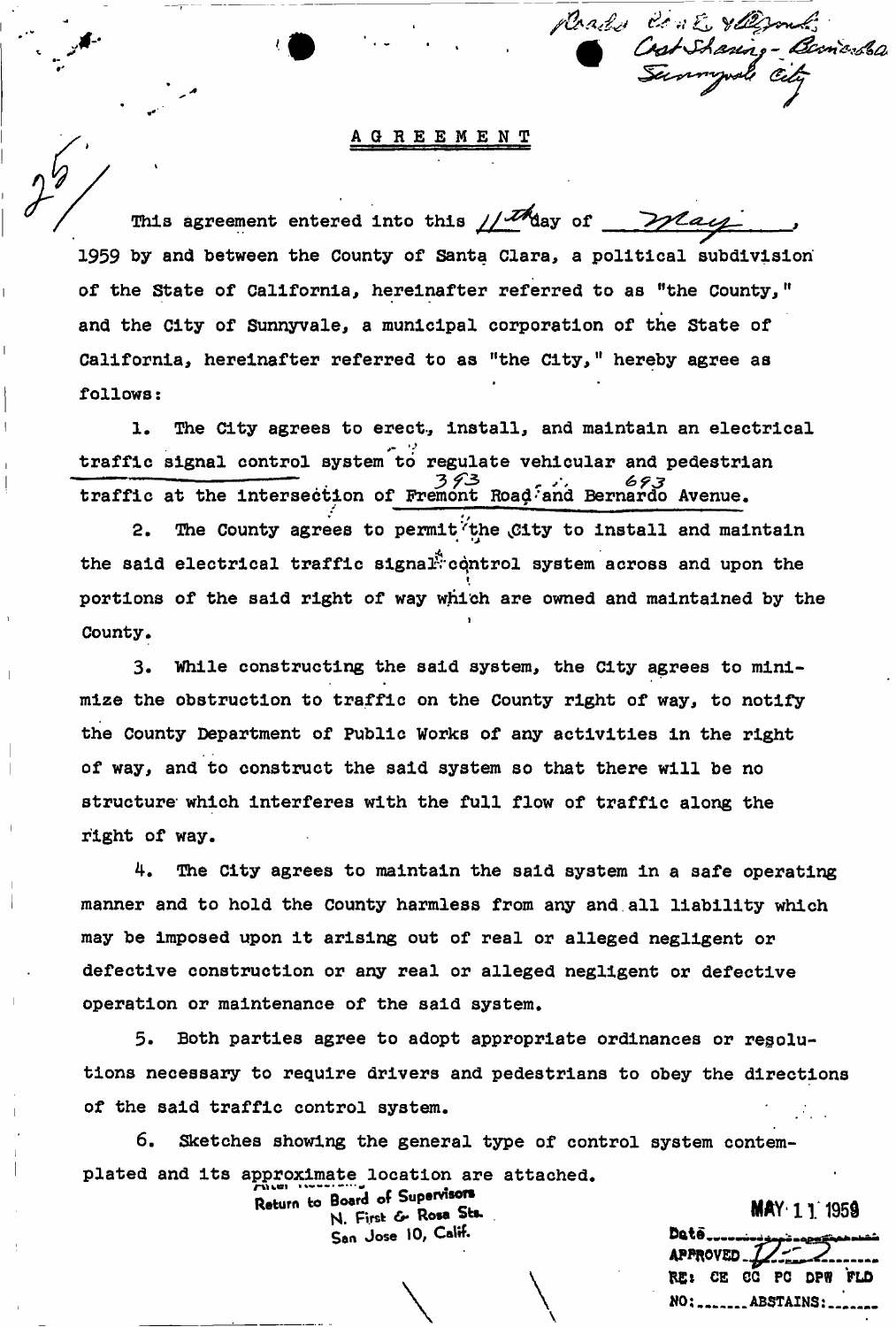Roads Cnt & Maint. Cost Sharing - Bernardo Sunnyvale City

25

# AGREEMENT

This agreement entered into this 11th day of May, 1959 by and between the County of Santa Clara, a political subdivision of the State of California, hereinafter referred to as "the County," and the City of Sunnyvale, a municipal corporation of the State of California, hereinafter referred to as "the City," hereby agree as follows:

1. The City agrees to erect, install, and maintain an electrical traffic signal control system to regulate vehicular and pedestrian traffic at the intersection of Fremont Road (393) and Bernardo Avenue (693).

2. The County agrees to permit the City to install and maintain the said electrical traffic signal control system across and upon the portions of the said right of way which are owned and maintained by the County.

3. While constructing the said system, the City agrees to minimize the obstruction to traffic on the County right of way, to notify the County Department of Public Works of any activities in the right of way, and to construct the said system so that there will be no structure which interferes with the full flow of traffic along the right of way.

4. The City agrees to maintain the said system in a safe operating manner and to hold the County harmless from any and all liability which may be imposed upon it arising out of real or alleged negligent or defective construction or any real or alleged negligent or defective operation or maintenance of the said system.

5. Both parties agree to adopt appropriate ordinances or resolutions necessary to require drivers and pedestrians to obey the directions of the said traffic control system.

6. Sketches showing the general type of control system contemplated and its approximate location are attached.

Return to Board of Supervisors
N. First & Rosa Sts.
San Jose 10, Calif.

MAY 11 1959
Date
APPROVED
RE: CE CC PC DPW FLD
NO: ______ ABSTAINS: ______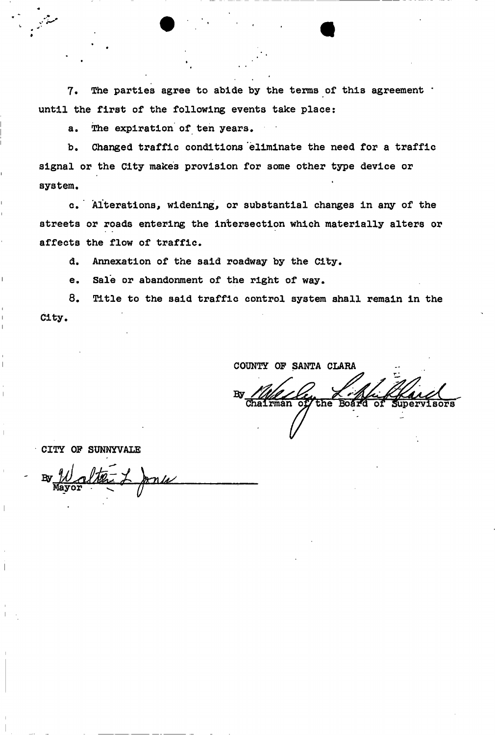7. The parties agree to abide by the terms of this agreement until the first of the following events take place:

a. The expiration of ten years.

b. Changed traffic conditions eliminate the need for a traffic signal or the City makes provision for some other type device or system.

c. Alterations, widening, or substantial changes in any of the streets or roads entering the intersection which materially alters or affects the flow of traffic.

d. Annexation of the said roadway by the City.

e. Sale or abandonment of the right of way.

8. Title to the said traffic control system shall remain in the City.

COUNTY OF SANTA CLARA

By Wesley L. Hubbard
Chairman of the Board of Supervisors

CITY OF SUNNYVALE

By Walter L. Jones
Mayor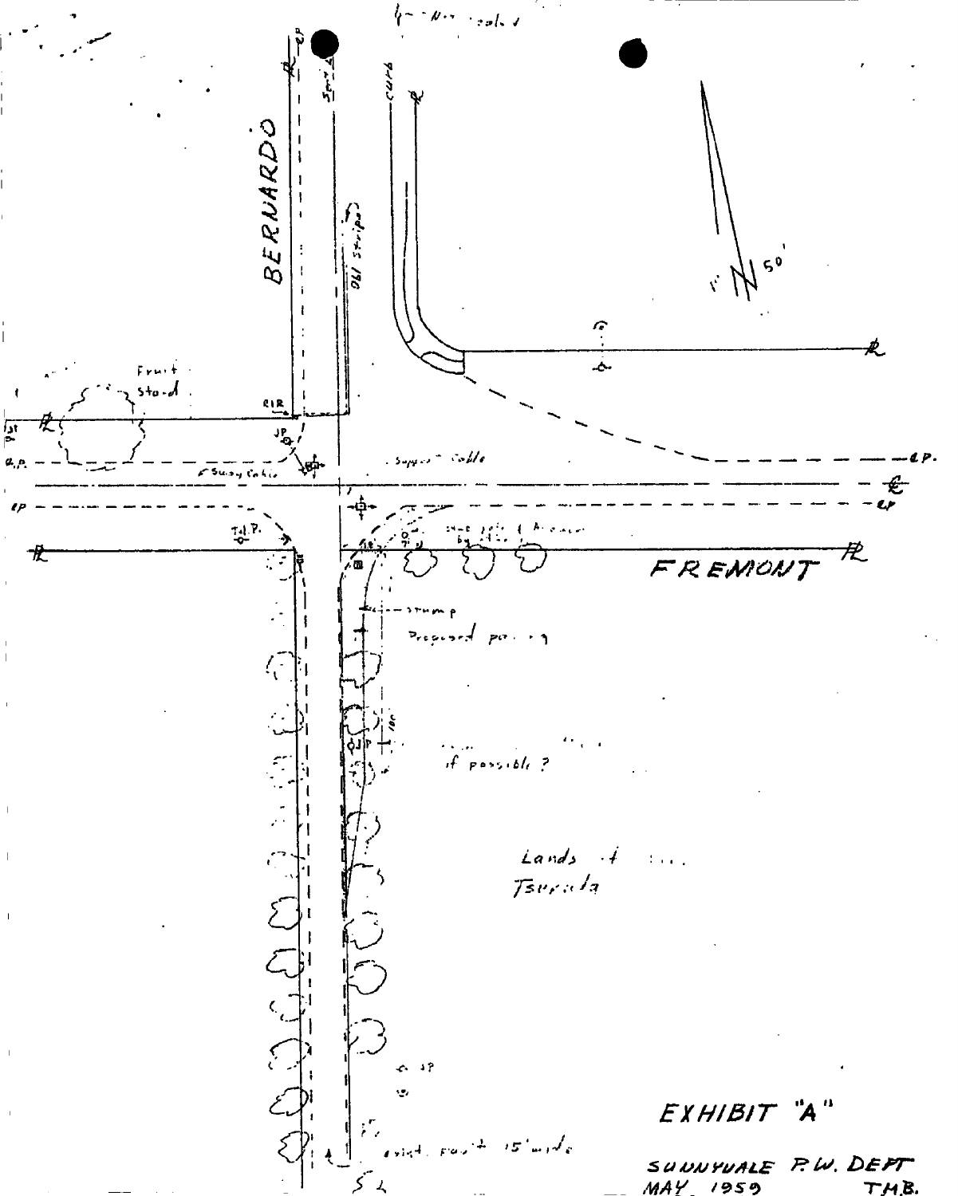Not scaled

BERNARDO

FREMONT

Fruit stand

Lands of Tsuruda

Proposed paving

if possible?

exist. pav't 15' wide

1" = 50'

# EXHIBIT "A"

SUNNYVALE P.W. DEPT
MAY 1959 T.M.B.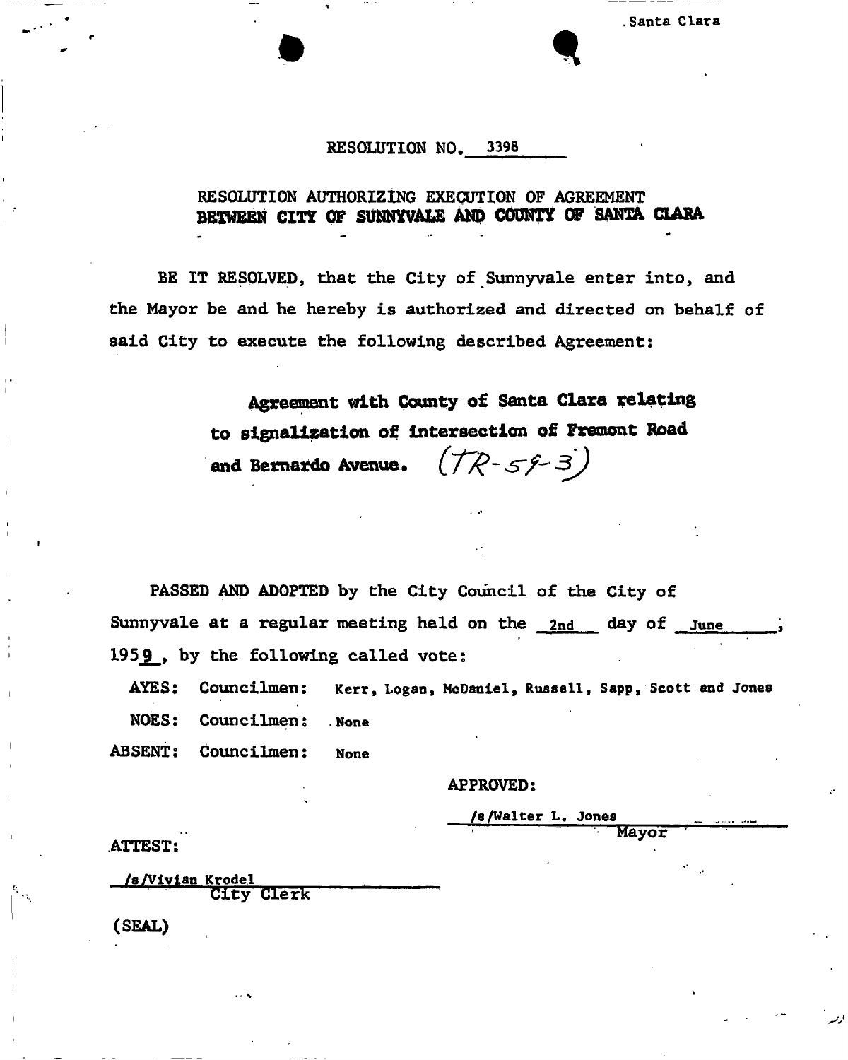Santa Clara

# RESOLUTION NO. 3398

## RESOLUTION AUTHORIZING EXECUTION OF AGREEMENT BETWEEN CITY OF SUNNYVALE AND COUNTY OF SANTA CLARA

BE IT RESOLVED, that the City of Sunnyvale enter into, and the Mayor be and he hereby is authorized and directed on behalf of said City to execute the following described Agreement:

**Agreement with County of Santa Clara relating to signalization of intersection of Fremont Road and Bernardo Avenue.** (TR-59-3)

PASSED AND ADOPTED by the City Council of the City of Sunnyvale at a regular meeting held on the 2nd day of June, 1959, by the following called vote:

AYES: Councilmen: Kerr, Logan, McDaniel, Russell, Sapp, Scott and Jones

NOES: Councilmen: None

ABSENT: Councilmen: None

APPROVED:

/s/Walter L. Jones
Mayor

ATTEST:

/s/Vivian Krodel
City Clerk

(SEAL)